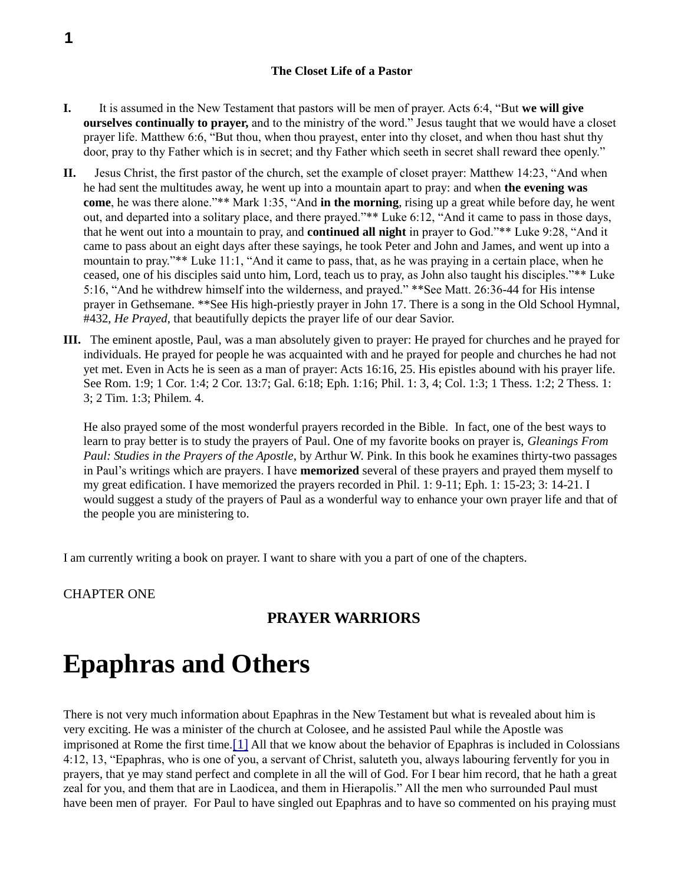**The Closet Life of a Pastor**

**I.** It is assumed in the New Testament that pastors will be men of prayer. Acts 6:4, "But **we will give ourselves continually to prayer,** and to the ministry of the word." Jesus taught that we would have a closet prayer life. Matthew 6:6, "But thou, when thou prayest, enter into thy closet, and when thou hast shut thy door, pray to thy Father which is in secret; and thy Father which seeth in secret shall reward thee openly."

**II.** Jesus Christ, the first pastor of the church, set the example of closet prayer: Matthew 14:23, "And when he had sent the multitudes away, he went up into a mountain apart to pray: and when **the evening was come**, he was there alone."** Mark 1:35, "And **in the morning**, rising up a great while before day, he went out, and departed into a solitary place, and there prayed."** Luke 6:12, "And it came to pass in those days, that he went out into a mountain to pray, and **continued all night** in prayer to God."** Luke 9:28, "And it came to pass about an eight days after these sayings, he took Peter and John and James, and went up into a mountain to pray."** Luke 11:1, "And it came to pass, that, as he was praying in a certain place, when he ceased, one of his disciples said unto him, Lord, teach us to pray, as John also taught his disciples."** Luke 5:16, "And he withdrew himself into the wilderness, and prayed." **See Matt. 26:36-44 for His intense prayer in Gethsemane. **See His high-priestly prayer in John 17. There is a song in the Old School Hymnal, #432, *He Prayed*, that beautifully depicts the prayer life of our dear Savior.

**III.** The eminent apostle, Paul, was a man absolutely given to prayer: He prayed for churches and he prayed for individuals. He prayed for people he was acquainted with and he prayed for people and churches he had not yet met. Even in Acts he is seen as a man of prayer: Acts 16:16, 25. His epistles abound with his prayer life. See Rom. 1:9; 1 Cor. 1:4; 2 Cor. 13:7; Gal. 6:18; Eph. 1:16; Phil. 1: 3, 4; Col. 1:3; 1 Thess. 1:2; 2 Thess. 1: 3; 2 Tim. 1:3; Philem. 4.

He also prayed some of the most wonderful prayers recorded in the Bible. In fact, one of the best ways to learn to pray better is to study the prayers of Paul. One of my favorite books on prayer is, *Gleanings From Paul: Studies in the Prayers of the Apostle*, by Arthur W. Pink. In this book he examines thirty-two passages in Paul's writings which are prayers. I have **memorized** several of these prayers and prayed them myself to my great edification. I have memorized the prayers recorded in Phil. 1: 9-11; Eph. 1: 15-23; 3: 14-21. I would suggest a study of the prayers of Paul as a wonderful way to enhance your own prayer life and that of the people you are ministering to.

I am currently writing a book on prayer. I want to share with you a part of one of the chapters.

CHAPTER ONE

## PRAYER WARRIORS

# Epaphras and Others

There is not very much information about Epaphras in the New Testament but what is revealed about him is very exciting. He was a minister of the church at Colosee, and he assisted Paul while the Apostle was imprisoned at Rome the first time.[1] All that we know about the behavior of Epaphras is included in Colossians 4:12, 13, "Epaphras, who is one of you, a servant of Christ, saluteth you, always labouring fervently for you in prayers, that ye may stand perfect and complete in all the will of God. For I bear him record, that he hath a great zeal for you, and them that are in Laodicea, and them in Hierapolis." All the men who surrounded Paul must have been men of prayer. For Paul to have singled out Epaphras and to have so commented on his praying must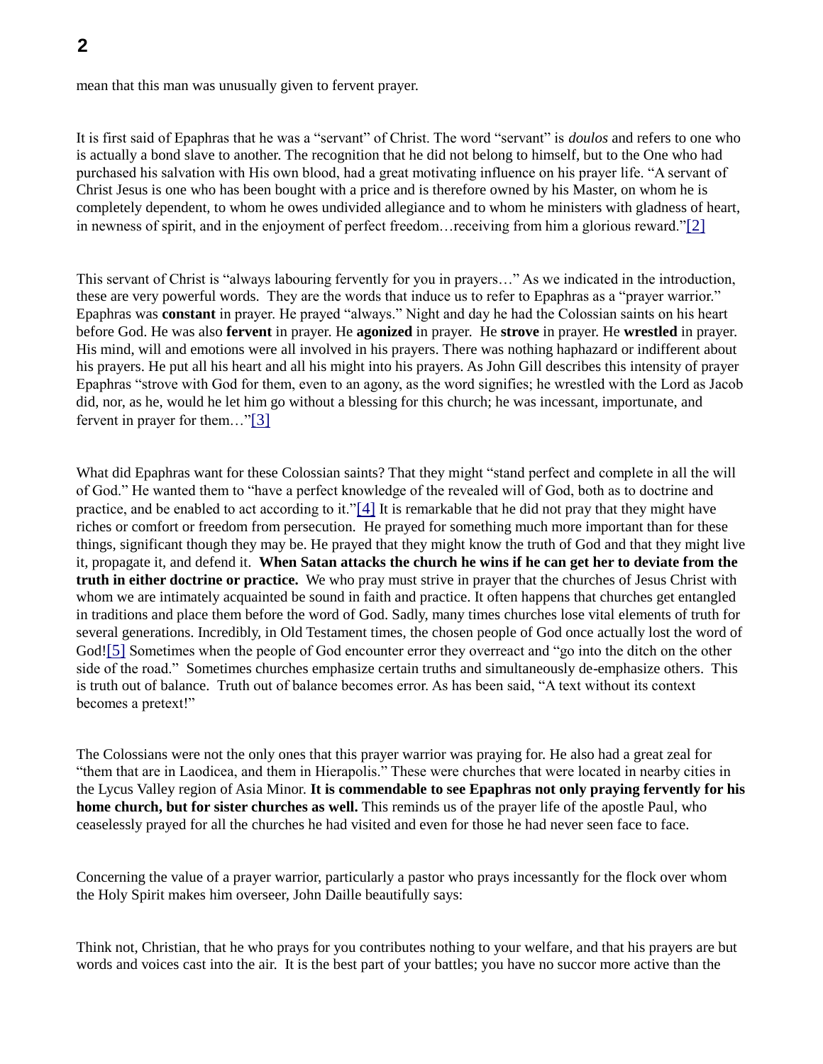mean that this man was unusually given to fervent prayer.

It is first said of Epaphras that he was a "servant" of Christ. The word "servant" is *doulos* and refers to one who is actually a bond slave to another. The recognition that he did not belong to himself, but to the One who had purchased his salvation with His own blood, had a great motivating influence on his prayer life. "A servant of Christ Jesus is one who has been bought with a price and is therefore owned by his Master, on whom he is completely dependent, to whom he owes undivided allegiance and to whom he ministers with gladness of heart, in newness of spirit, and in the enjoyment of perfect freedom…receiving from him a glorious reward."[2]

This servant of Christ is "always labouring fervently for you in prayers…" As we indicated in the introduction, these are very powerful words. They are the words that induce us to refer to Epaphras as a "prayer warrior." Epaphras was **constant** in prayer. He prayed "always." Night and day he had the Colossian saints on his heart before God. He was also **fervent** in prayer. He **agonized** in prayer. He **strove** in prayer. He **wrestled** in prayer. His mind, will and emotions were all involved in his prayers. There was nothing haphazard or indifferent about his prayers. He put all his heart and all his might into his prayers. As John Gill describes this intensity of prayer Epaphras "strove with God for them, even to an agony, as the word signifies; he wrestled with the Lord as Jacob did, nor, as he, would he let him go without a blessing for this church; he was incessant, importunate, and fervent in prayer for them…"[3]

What did Epaphras want for these Colossian saints? That they might "stand perfect and complete in all the will of God." He wanted them to "have a perfect knowledge of the revealed will of God, both as to doctrine and practice, and be enabled to act according to it."[4] It is remarkable that he did not pray that they might have riches or comfort or freedom from persecution. He prayed for something much more important than for these things, significant though they may be. He prayed that they might know the truth of God and that they might live it, propagate it, and defend it. **When Satan attacks the church he wins if he can get her to deviate from the truth in either doctrine or practice.** We who pray must strive in prayer that the churches of Jesus Christ with whom we are intimately acquainted be sound in faith and practice. It often happens that churches get entangled in traditions and place them before the word of God. Sadly, many times churches lose vital elements of truth for several generations. Incredibly, in Old Testament times, the chosen people of God once actually lost the word of God![5] Sometimes when the people of God encounter error they overreact and "go into the ditch on the other side of the road." Sometimes churches emphasize certain truths and simultaneously de-emphasize others. This is truth out of balance. Truth out of balance becomes error. As has been said, "A text without its context becomes a pretext!"

The Colossians were not the only ones that this prayer warrior was praying for. He also had a great zeal for "them that are in Laodicea, and them in Hierapolis." These were churches that were located in nearby cities in the Lycus Valley region of Asia Minor. **It is commendable to see Epaphras not only praying fervently for his home church, but for sister churches as well.** This reminds us of the prayer life of the apostle Paul, who ceaselessly prayed for all the churches he had visited and even for those he had never seen face to face.

Concerning the value of a prayer warrior, particularly a pastor who prays incessantly for the flock over whom the Holy Spirit makes him overseer, John Daille beautifully says:

Think not, Christian, that he who prays for you contributes nothing to your welfare, and that his prayers are but words and voices cast into the air. It is the best part of your battles; you have no succor more active than the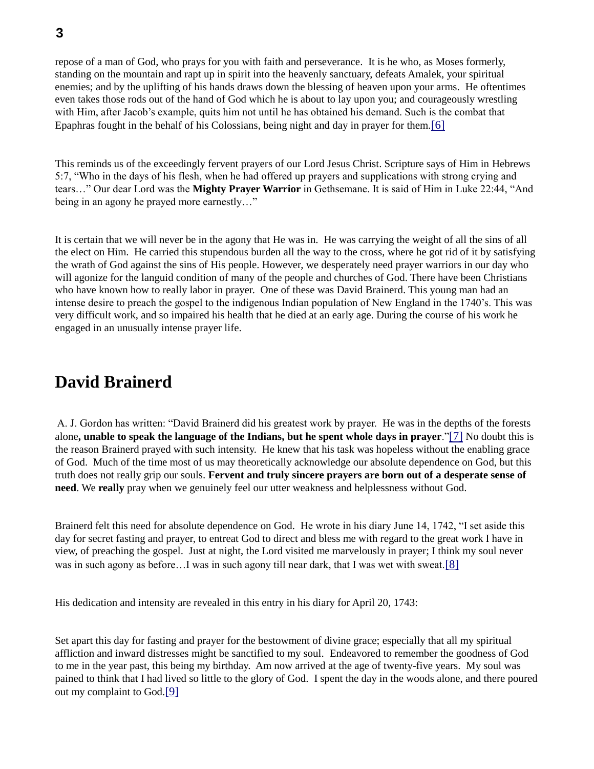repose of a man of God, who prays for you with faith and perseverance. It is he who, as Moses formerly, standing on the mountain and rapt up in spirit into the heavenly sanctuary, defeats Amalek, your spiritual enemies; and by the uplifting of his hands draws down the blessing of heaven upon your arms. He oftentimes even takes those rods out of the hand of God which he is about to lay upon you; and courageously wrestling with Him, after Jacob's example, quits him not until he has obtained his demand. Such is the combat that Epaphras fought in the behalf of his Colossians, being night and day in prayer for them.[6]

This reminds us of the exceedingly fervent prayers of our Lord Jesus Christ. Scripture says of Him in Hebrews 5:7, "Who in the days of his flesh, when he had offered up prayers and supplications with strong crying and tears…" Our dear Lord was the **Mighty Prayer Warrior** in Gethsemane. It is said of Him in Luke 22:44, "And being in an agony he prayed more earnestly…"

It is certain that we will never be in the agony that He was in. He was carrying the weight of all the sins of all the elect on Him. He carried this stupendous burden all the way to the cross, where he got rid of it by satisfying the wrath of God against the sins of His people. However, we desperately need prayer warriors in our day who will agonize for the languid condition of many of the people and churches of God. There have been Christians who have known how to really labor in prayer. One of these was David Brainerd. This young man had an intense desire to preach the gospel to the indigenous Indian population of New England in the 1740's. This was very difficult work, and so impaired his health that he died at an early age. During the course of his work he engaged in an unusually intense prayer life.

# David Brainerd

A. J. Gordon has written: "David Brainerd did his greatest work by prayer. He was in the depths of the forests alone**, unable to speak the language of the Indians, but he spent whole days in prayer**."[7] No doubt this is the reason Brainerd prayed with such intensity. He knew that his task was hopeless without the enabling grace of God. Much of the time most of us may theoretically acknowledge our absolute dependence on God, but this truth does not really grip our souls. **Fervent and truly sincere prayers are born out of a desperate sense of need**. We **really** pray when we genuinely feel our utter weakness and helplessness without God.

Brainerd felt this need for absolute dependence on God. He wrote in his diary June 14, 1742, "I set aside this day for secret fasting and prayer, to entreat God to direct and bless me with regard to the great work I have in view, of preaching the gospel. Just at night, the Lord visited me marvelously in prayer; I think my soul never was in such agony as before…I was in such agony till near dark, that I was wet with sweat.[8]

His dedication and intensity are revealed in this entry in his diary for April 20, 1743:

Set apart this day for fasting and prayer for the bestowment of divine grace; especially that all my spiritual affliction and inward distresses might be sanctified to my soul. Endeavored to remember the goodness of God to me in the year past, this being my birthday. Am now arrived at the age of twenty-five years. My soul was pained to think that I had lived so little to the glory of God. I spent the day in the woods alone, and there poured out my complaint to God.[9]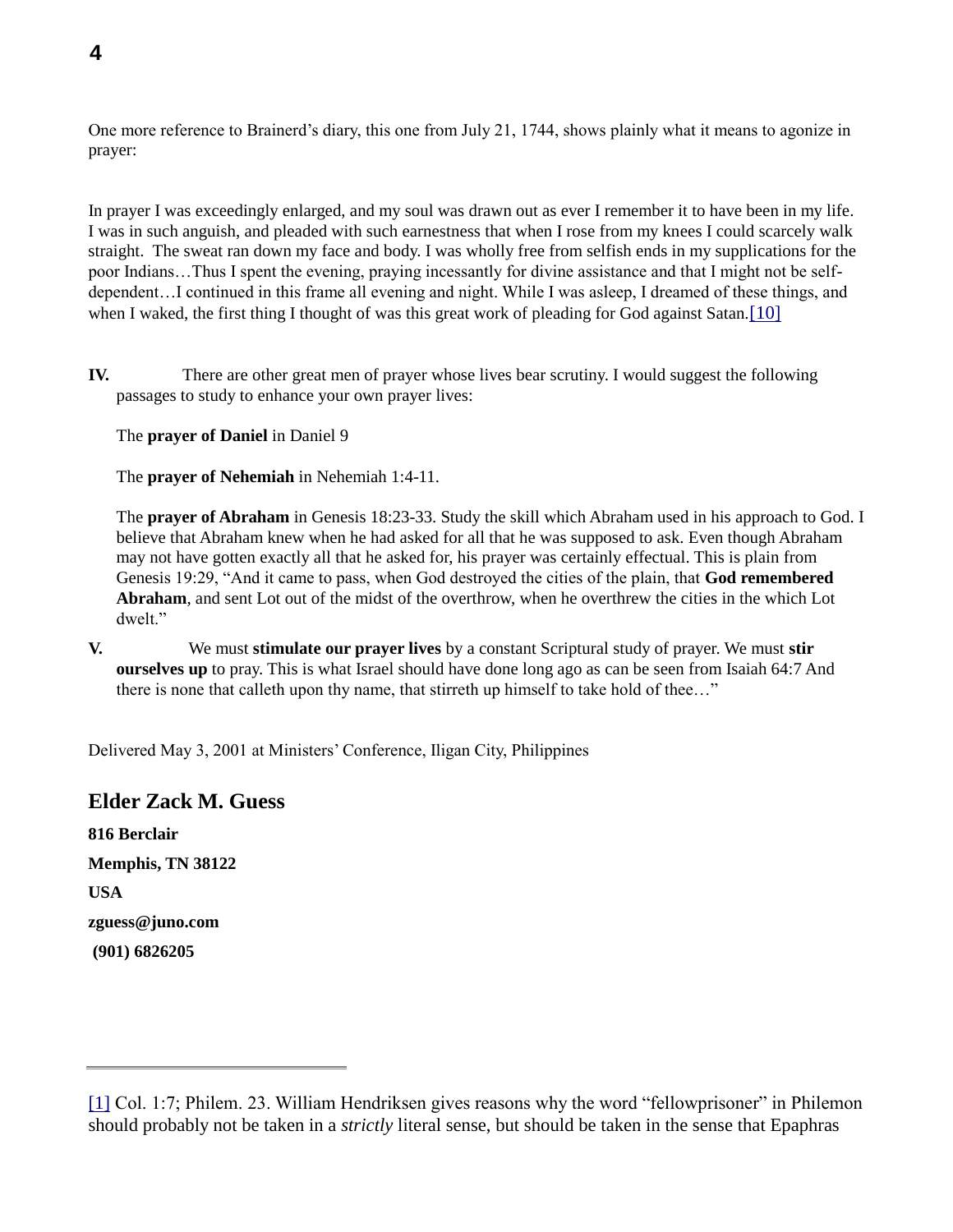One more reference to Brainerd's diary, this one from July 21, 1744, shows plainly what it means to agonize in prayer:

In prayer I was exceedingly enlarged, and my soul was drawn out as ever I remember it to have been in my life. I was in such anguish, and pleaded with such earnestness that when I rose from my knees I could scarcely walk straight. The sweat ran down my face and body. I was wholly free from selfish ends in my supplications for the poor Indians…Thus I spent the evening, praying incessantly for divine assistance and that I might not be self-dependent…I continued in this frame all evening and night. While I was asleep, I dreamed of these things, and when I waked, the first thing I thought of was this great work of pleading for God against Satan.[10]

**IV.** There are other great men of prayer whose lives bear scrutiny. I would suggest the following passages to study to enhance your own prayer lives:

The **prayer of Daniel** in Daniel 9

The **prayer of Nehemiah** in Nehemiah 1:4-11.

The **prayer of Abraham** in Genesis 18:23-33. Study the skill which Abraham used in his approach to God. I believe that Abraham knew when he had asked for all that he was supposed to ask. Even though Abraham may not have gotten exactly all that he asked for, his prayer was certainly effectual. This is plain from Genesis 19:29, "And it came to pass, when God destroyed the cities of the plain, that **God remembered Abraham**, and sent Lot out of the midst of the overthrow, when he overthrew the cities in the which Lot dwelt."

**V.** We must **stimulate our prayer lives** by a constant Scriptural study of prayer. We must **stir ourselves up** to pray. This is what Israel should have done long ago as can be seen from Isaiah 64:7 And there is none that calleth upon thy name, that stirreth up himself to take hold of thee…"

Delivered May 3, 2001 at Ministers' Conference, Iligan City, Philippines

## Elder Zack M. Guess

**816 Berclair**

**Memphis, TN 38122**

**USA**

**zguess@juno.com**

**(901) 6826205**

---

[1] Col. 1:7; Philem. 23. William Hendriksen gives reasons why the word "fellowprisoner" in Philemon should probably not be taken in a *strictly* literal sense, but should be taken in the sense that Epaphras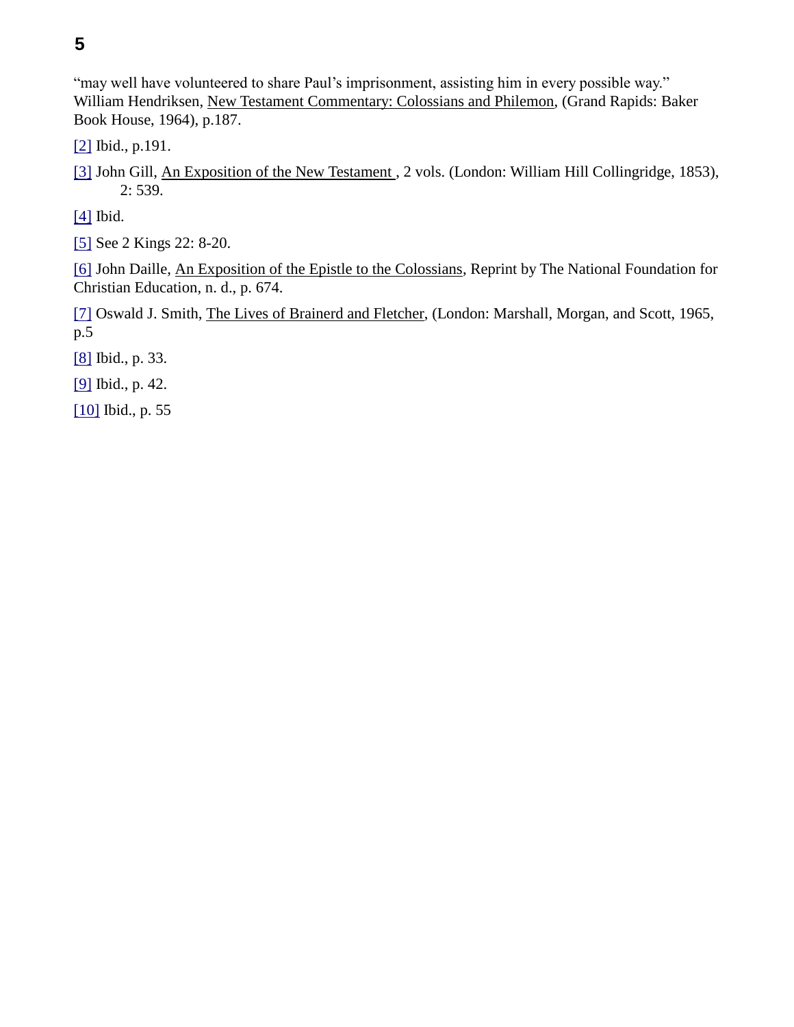"may well have volunteered to share Paul's imprisonment, assisting him in every possible way." William Hendriksen, New Testament Commentary: Colossians and Philemon, (Grand Rapids: Baker Book House, 1964), p.187.

[2] Ibid., p.191.

[3] John Gill, An Exposition of the New Testament , 2 vols. (London: William Hill Collingridge, 1853), 2: 539.

[4] Ibid.

[5] See 2 Kings 22: 8-20.

[6] John Daille, An Exposition of the Epistle to the Colossians, Reprint by The National Foundation for Christian Education, n. d., p. 674.

[7] Oswald J. Smith, The Lives of Brainerd and Fletcher, (London: Marshall, Morgan, and Scott, 1965, p.5

[8] Ibid., p. 33.

[9] Ibid., p. 42.

[10] Ibid., p. 55